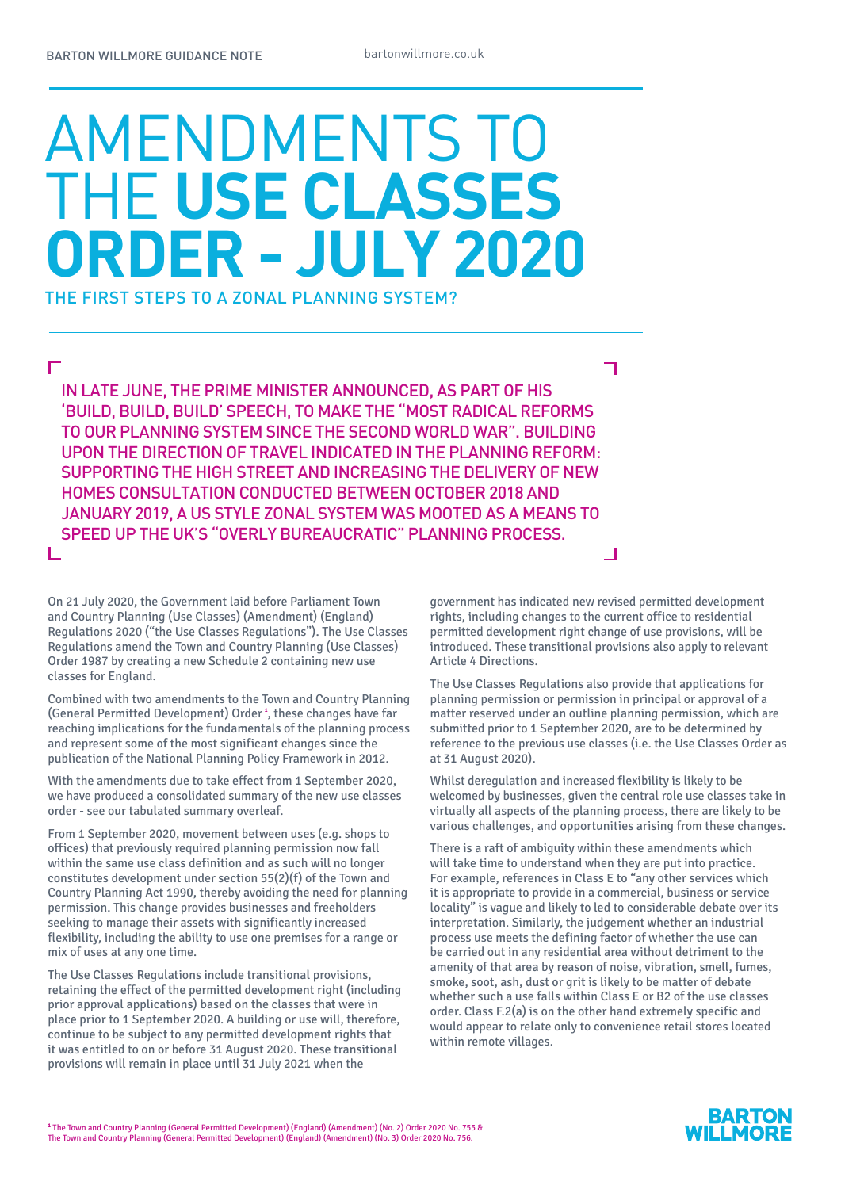# AMENDMENTS TO THE **USE CLASSES ORDER - JULY 2020**

## THE FIRST STEPS TO A ZONAL PLANNING SYSTEM?

IN LATE JUNE, THE PRIME MINISTER ANNOUNCED, AS PART OF HIS 'BUILD, BUILD, BUILD' SPEECH, TO MAKE THE "MOST RADICAL REFORMS TO OUR PLANNING SYSTEM SINCE THE SECOND WORLD WAR". BUILDING UPON THE DIRECTION OF TRAVEL INDICATED IN THE PLANNING REFORM: SUPPORTING THE HIGH STREET AND INCREASING THE DELIVERY OF NEW HOMES CONSULTATION CONDUCTED BETWEEN OCTOBER 2018 AND JANUARY 2019, A US STYLE ZONAL SYSTEM WAS MOOTED AS A MEANS TO SPEED UP THE UK'S "OVERLY BUREAUCRATIC" PLANNING PROCESS.

On 21 July 2020, the Government laid before Parliament Town and Country Planning (Use Classes) (Amendment) (England) Regulations 2020 ("the Use Classes Regulations"). The Use Classes Regulations amend the Town and Country Planning (Use Classes) Order 1987 by creating a new Schedule 2 containing new use classes for England.

Combined with two amendments to the Town and Country Planning (General Permitted Development) Order [1], these changes have far reaching implications for the fundamentals of the planning process and represent some of the most significant changes since the publication of the National Planning Policy Framework in 2012.

With the amendments due to take effect from 1 September 2020, we have produced a consolidated summary of the new use classes order - see our tabulated summary overleaf.

From 1 September 2020, movement between uses (e.g. shops to offices) that previously required planning permission now fall within the same use class definition and as such will no longer constitutes development under section 55(2)(f) of the Town and Country Planning Act 1990, thereby avoiding the need for planning permission. This change provides businesses and freeholders seeking to manage their assets with significantly increased flexibility, including the ability to use one premises for a range or mix of uses at any one time.

The Use Classes Regulations include transitional provisions, retaining the effect of the permitted development right (including prior approval applications) based on the classes that were in place prior to 1 September 2020. A building or use will, therefore, continue to be subject to any permitted development rights that it was entitled to on or before 31 August 2020. These transitional provisions will remain in place until 31 July 2021 when the government has indicated new revised permitted development rights, including changes to the current office to residential permitted development right change of use provisions, will be introduced. These transitional provisions also apply to relevant Article 4 Directions.

The Use Classes Regulations also provide that applications for planning permission or permission in principal or approval of a matter reserved under an outline planning permission, which are submitted prior to 1 September 2020, are to be determined by reference to the previous use classes (i.e. the Use Classes Order as at 31 August 2020).

Whilst deregulation and increased flexibility is likely to be welcomed by businesses, given the central role use classes take in virtually all aspects of the planning process, there are likely to be various challenges, and opportunities arising from these changes.

There is a raft of ambiguity within these amendments which will take time to understand when they are put into practice. For example, references in Class E to "any other services which it is appropriate to provide in a commercial, business or service locality" is vague and likely to led to considerable debate over its interpretation. Similarly, the judgement whether an industrial process use meets the defining factor of whether the use can be carried out in any residential area without detriment to the amenity of that area by reason of noise, vibration, smell, fumes, smoke, soot, ash, dust or grit is likely to be matter of debate whether such a use falls within Class E or B2 of the use classes order. Class F.2(a) is on the other hand extremely specific and would appear to relate only to convenience retail stores located within remote villages.

[1] The Town and Country Planning (General Permitted Development) (England) (Amendment) (No. 2) Order 2020 No. 755 & The Town and Country Planning (General Permitted Development) (England) (Amendment) (No. 3) Order 2020 No. 756.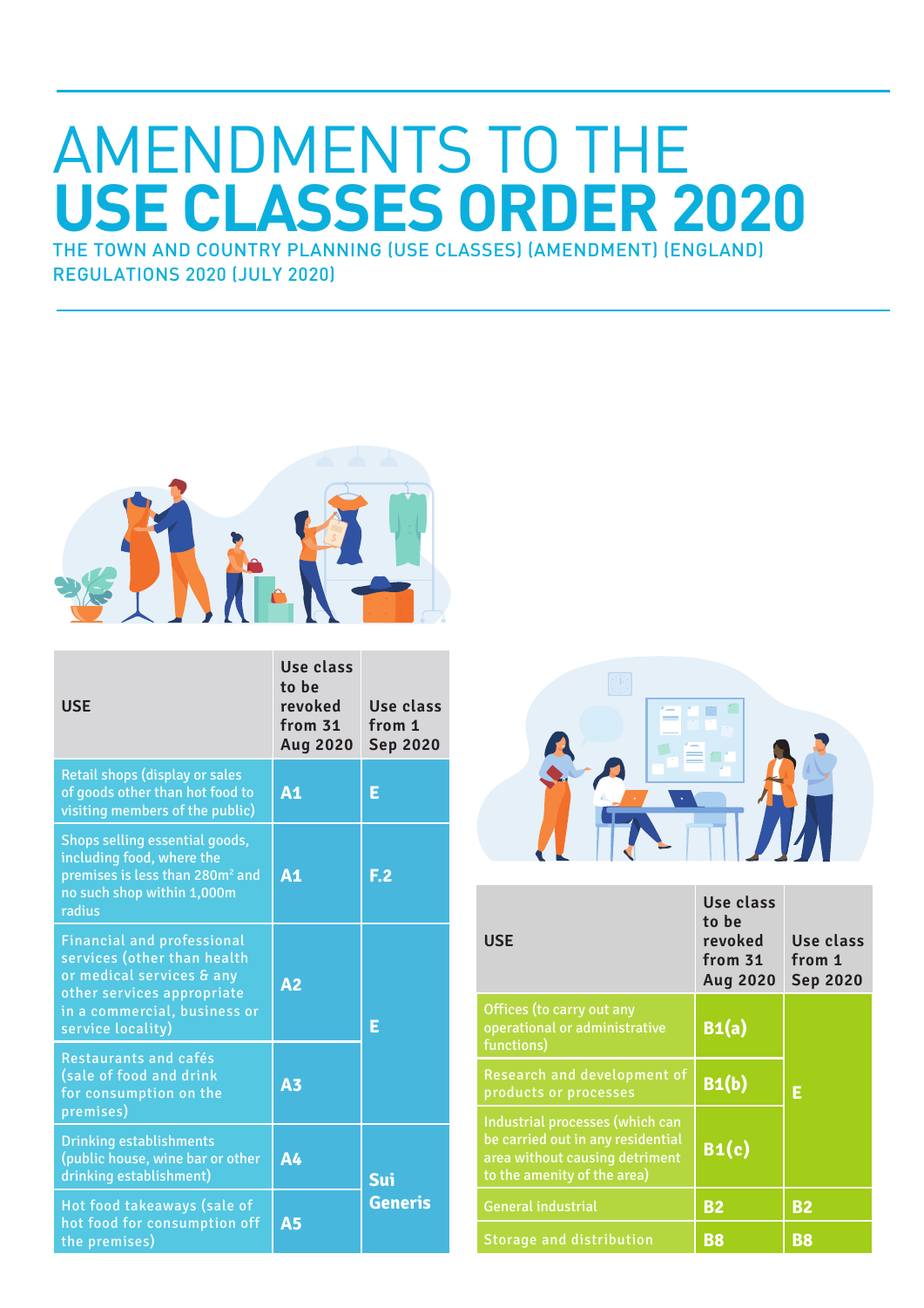# AMENDMENTS TO THE **USE CLASSES ORDER 2020**

THE TOWN AND COUNTRY PLANNING (USE CLASSES) (AMENDMENT) (ENGLAND) REGULATIONS 2020 (JULY 2020)

| USE | Use class to be revoked from 31 Aug 2020 | Use class from 1 Sep 2020 |
|---|---|---|
| Retail shops (display or sales of goods other than hot food to visiting members of the public) | A1 | E |
| Shops selling essential goods, including food, where the premises is less than 280m² and no such shop within 1,000m radius | A1 | F.2 |
| Financial and professional services (other than health or medical services & any other services appropriate in a commercial, business or service locality) | A2 | E |
| Restaurants and cafés (sale of food and drink for consumption on the premises) | A3 | E |
| Drinking establishments (public house, wine bar or other drinking establishment) | A4 | Sui Generis |
| Hot food takeaways (sale of hot food for consumption off the premises) | A5 | Sui Generis |

| USE | Use class to be revoked from 31 Aug 2020 | Use class from 1 Sep 2020 |
|---|---|---|
| Offices (to carry out any operational or administrative functions) | B1(a) | E |
| Research and development of products or processes | B1(b) | E |
| Industrial processes (which can be carried out in any residential area without causing detriment to the amenity of the area) | B1(c) | E |
| General industrial | B2 | B2 |
| Storage and distribution | B8 | B8 |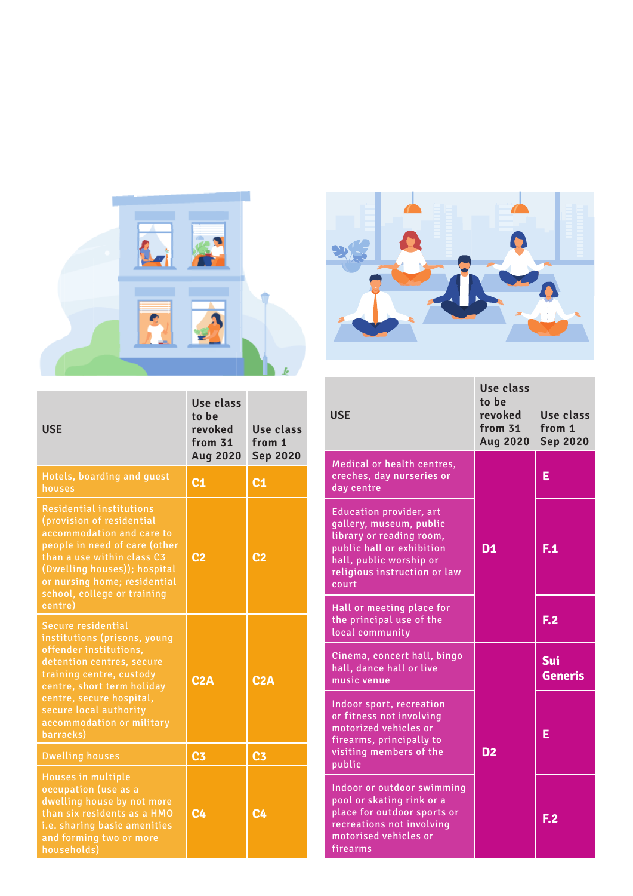| USE | Use class to be revoked from 31 Aug 2020 | Use class from 1 Sep 2020 |
|---|---|---|
| Hotels, boarding and guest houses | C1 | C1 |
| Residential institutions (provision of residential accommodation and care to people in need of care (other than a use within class C3 (Dwelling houses)); hospital or nursing home; residential school, college or training centre) | C2 | C2 |
| Secure residential institutions (prisons, young offender institutions, detention centres, secure training centre, custody centre, short term holiday centre, secure hospital, secure local authority accommodation or military barracks) | C2A | C2A |
| Dwelling houses | C3 | C3 |
| Houses in multiple occupation (use as a dwelling house by not more than six residents as a HMO i.e. sharing basic amenities and forming two or more households) | C4 | C4 |

| USE | Use class to be revoked from 31 Aug 2020 | Use class from 1 Sep 2020 |
|---|---|---|
| Medical or health centres, creches, day nurseries or day centre | D1 | E |
| Education provider, art gallery, museum, public library or reading room, public hall or exhibition hall, public worship or religious instruction or law court | D1 | F.1 |
| Hall or meeting place for the principal use of the local community | D1 | F.2 |
| Cinema, concert hall, bingo hall, dance hall or live music venue | D2 | Sui Generis |
| Indoor sport, recreation or fitness not involving motorized vehicles or firearms, principally to visiting members of the public | D2 | E |
| Indoor or outdoor swimming pool or skating rink or a place for outdoor sports or recreations not involving motorised vehicles or firearms | D2 | F.2 |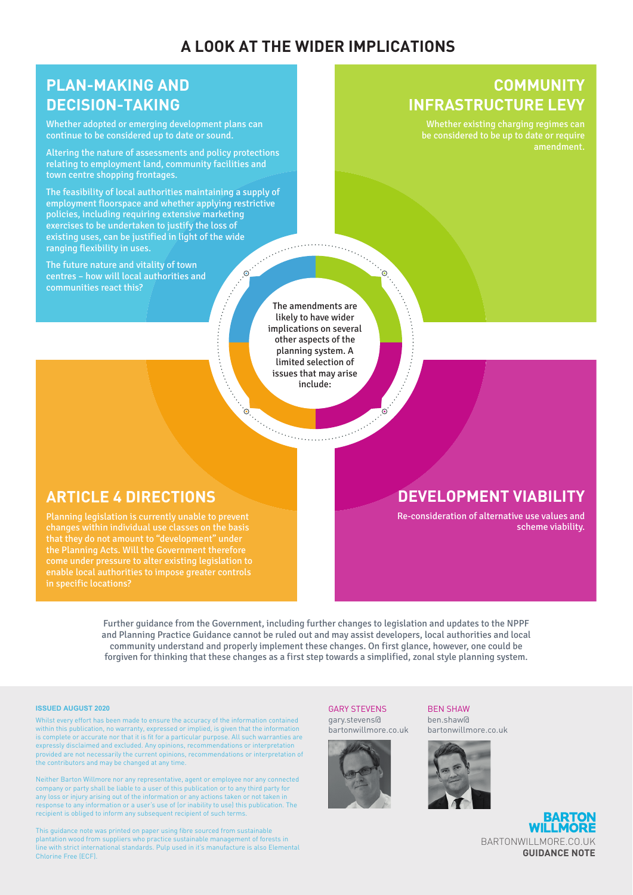# A LOOK AT THE WIDER IMPLICATIONS

The amendments are likely to have wider implications on several other aspects of the planning system. A limited selection of issues that may arise include:

## PLAN-MAKING AND DECISION-TAKING

Whether adopted or emerging development plans can continue to be considered up to date or sound.

Altering the nature of assessments and policy protections relating to employment land, community facilities and town centre shopping frontages.

The feasibility of local authorities maintaining a supply of employment floorspace and whether applying restrictive policies, including requiring extensive marketing exercises to be undertaken to justify the loss of existing uses, can be justified in light of the wide ranging flexibility in uses.

The future nature and vitality of town centres – how will local authorities and communities react this?

## COMMUNITY INFRASTRUCTURE LEVY

Whether existing charging regimes can be considered to be up to date or require amendment.

## ARTICLE 4 DIRECTIONS

Planning legislation is currently unable to prevent changes within individual use classes on the basis that they do not amount to “development” under the Planning Acts. Will the Government therefore come under pressure to alter existing legislation to enable local authorities to impose greater controls in specific locations?

## DEVELOPMENT VIABILITY

Re-consideration of alternative use values and scheme viability.

Further guidance from the Government, including further changes to legislation and updates to the NPPF and Planning Practice Guidance cannot be ruled out and may assist developers, local authorities and local community understand and properly implement these changes. On first glance, however, one could be forgiven for thinking that these changes as a first step towards a simplified, zonal style planning system.

**ISSUED AUGUST 2020**

Whilst every effort has been made to ensure the accuracy of the information contained within this publication, no warranty, expressed or implied, is given that the information is complete or accurate nor that it is fit for a particular purpose. All such warranties are expressly disclaimed and excluded. Any opinions, recommendations or interpretation provided are not necessarily the current opinions, recommendations or interpretation of the contributors and may be changed at any time.

Neither Barton Willmore nor any representative, agent or employee nor any connected company or party shall be liable to a user of this publication or to any third party for any loss or injury arising out of the information or any actions taken or not taken in response to any information or a user's use of (or inability to use) this publication. The recipient is obliged to inform any subsequent recipient of such terms.

This guidance note was printed on paper using fibre sourced from sustainable plantation wood from suppliers who practice sustainable management of forests in line with strict international standards. Pulp used in it's manufacture is also Elemental Chlorine Free (ECF).

GARY STEVENS
gary.stevens@bartonwillmore.co.uk

BEN SHAW
ben.shaw@bartonwillmore.co.uk

BARTON WILLMORE
BARTONWILLMORE.CO.UK
**GUIDANCE NOTE**